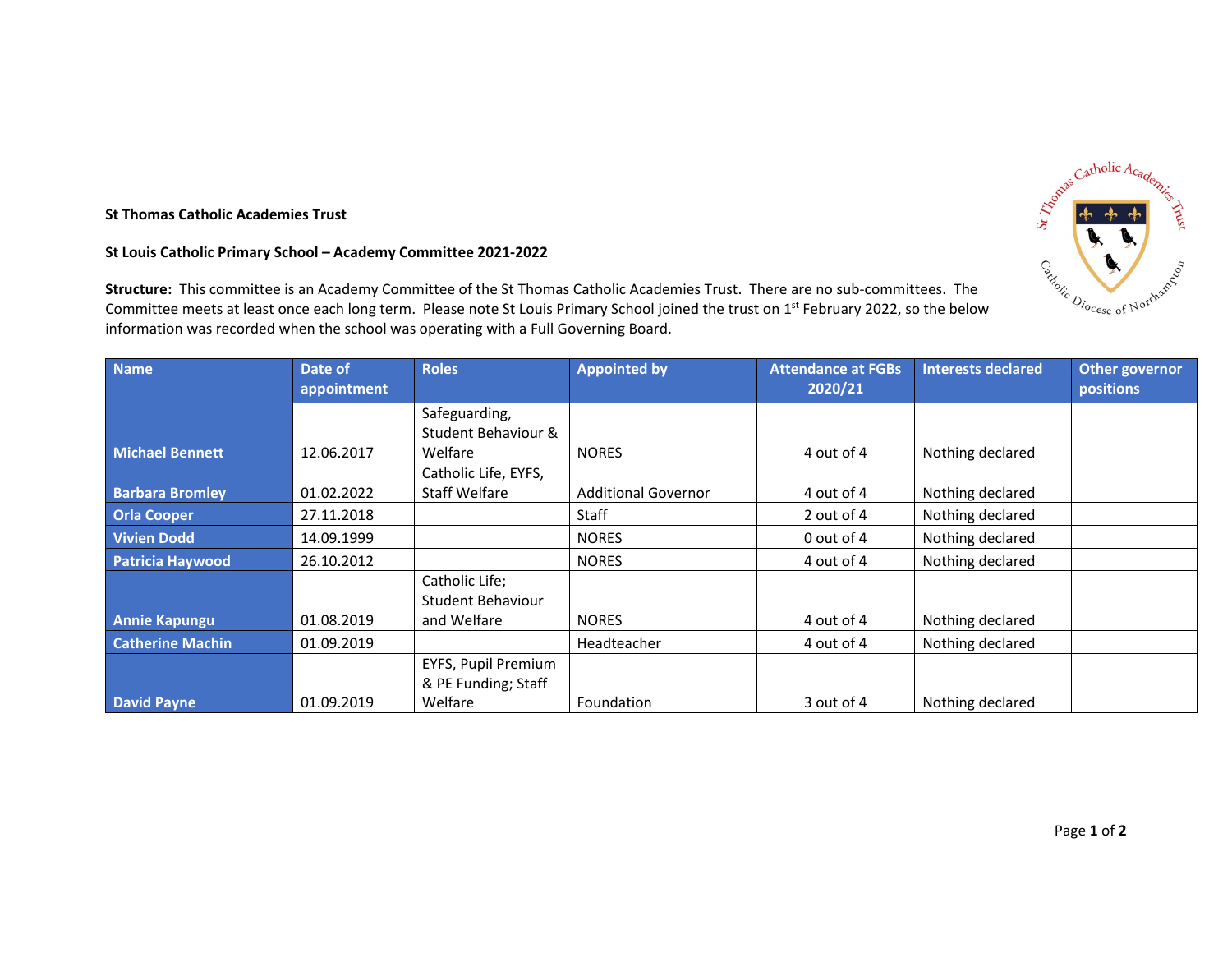**St Thomas Catholic Academies Trust**

**St Louis Catholic Primary School – Academy Committee 2021-2022**

**Structure:** This committee is an Academy Committee of the St Thomas Catholic Academies Trust. There are no sub-committees. The Committee meets at least once each long term. Please note St Louis Primary School joined the trust on 1st February 2022, so the below information was recorded when the school was operating with a Full Governing Board.

| Name | Date of appointment | Roles | Appointed by | Attendance at FGBs 2020/21 | Interests declared | Other governor positions |
|---|---|---|---|---|---|---|
| Michael Bennett | 12.06.2017 | Safeguarding, Student Behaviour & Welfare | NORES | 4 out of 4 | Nothing declared | |
| Barbara Bromley | 01.02.2022 | Catholic Life, EYFS, Staff Welfare | Additional Governor | 4 out of 4 | Nothing declared | |
| Orla Cooper | 27.11.2018 | | Staff | 2 out of 4 | Nothing declared | |
| Vivien Dodd | 14.09.1999 | | NORES | 0 out of 4 | Nothing declared | |
| Patricia Haywood | 26.10.2012 | | NORES | 4 out of 4 | Nothing declared | |
| Annie Kapungu | 01.08.2019 | Catholic Life; Student Behaviour and Welfare | NORES | 4 out of 4 | Nothing declared | |
| Catherine Machin | 01.09.2019 | | Headteacher | 4 out of 4 | Nothing declared | |
| David Payne | 01.09.2019 | EYFS, Pupil Premium & PE Funding; Staff Welfare | Foundation | 3 out of 4 | Nothing declared | |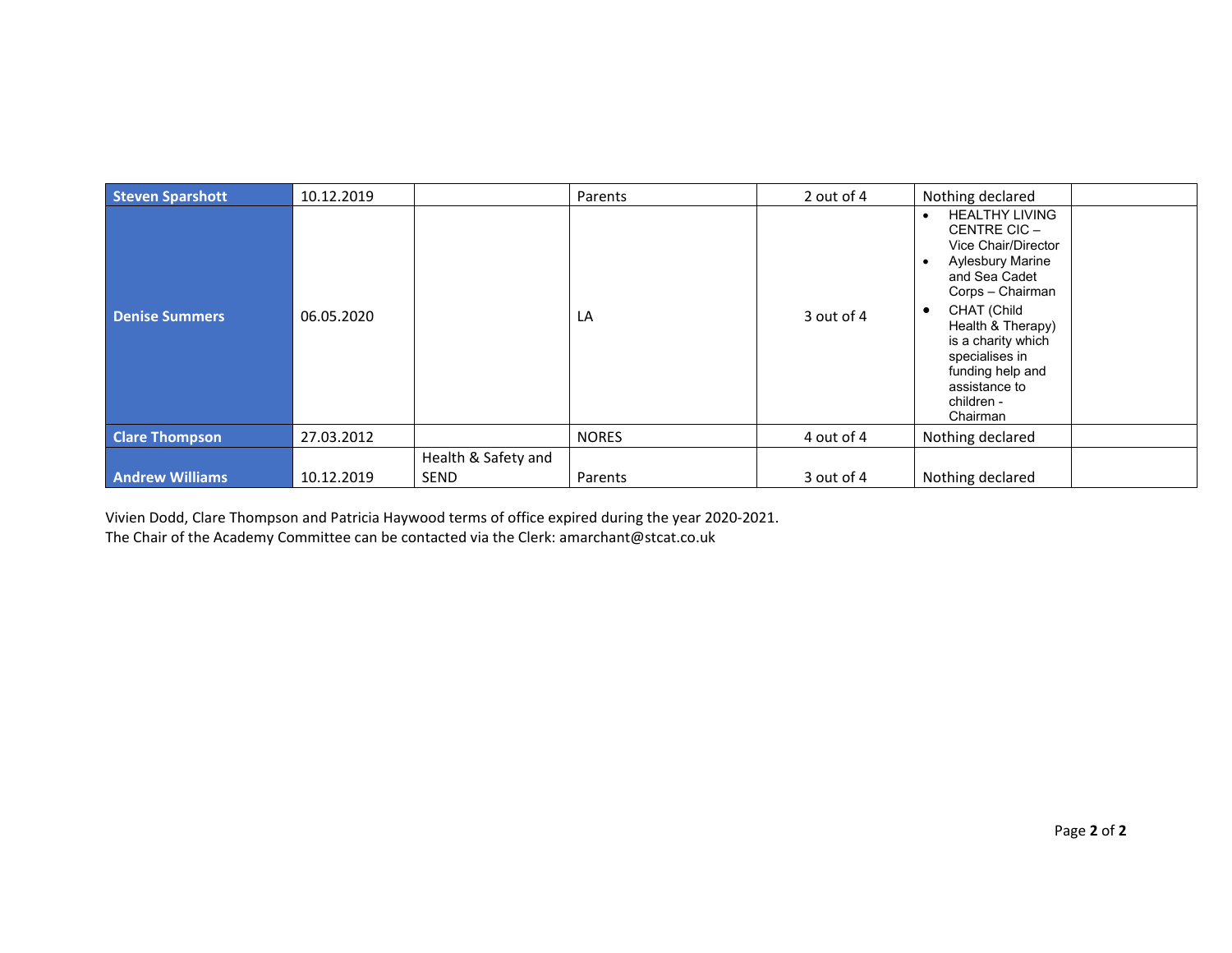| | | | | | | |
|---|---|---|---|---|---|---|
| **Steven Sparshott** | 10.12.2019 | | Parents | 2 out of 4 | Nothing declared | |
| **Denise Summers** | 06.05.2020 | | LA | 3 out of 4 | • HEALTHY LIVING CENTRE CIC – Vice Chair/Director<br>• Aylesbury Marine and Sea Cadet Corps – Chairman<br>• CHAT (Child Health & Therapy) is a charity which specialises in funding help and assistance to children - Chairman | |
| **Clare Thompson** | 27.03.2012 | | NORES | 4 out of 4 | Nothing declared | |
| **Andrew Williams** | 10.12.2019 | Health & Safety and SEND | Parents | 3 out of 4 | Nothing declared | |

Vivien Dodd, Clare Thompson and Patricia Haywood terms of office expired during the year 2020-2021.
The Chair of the Academy Committee can be contacted via the Clerk: amarchant@stcat.co.uk